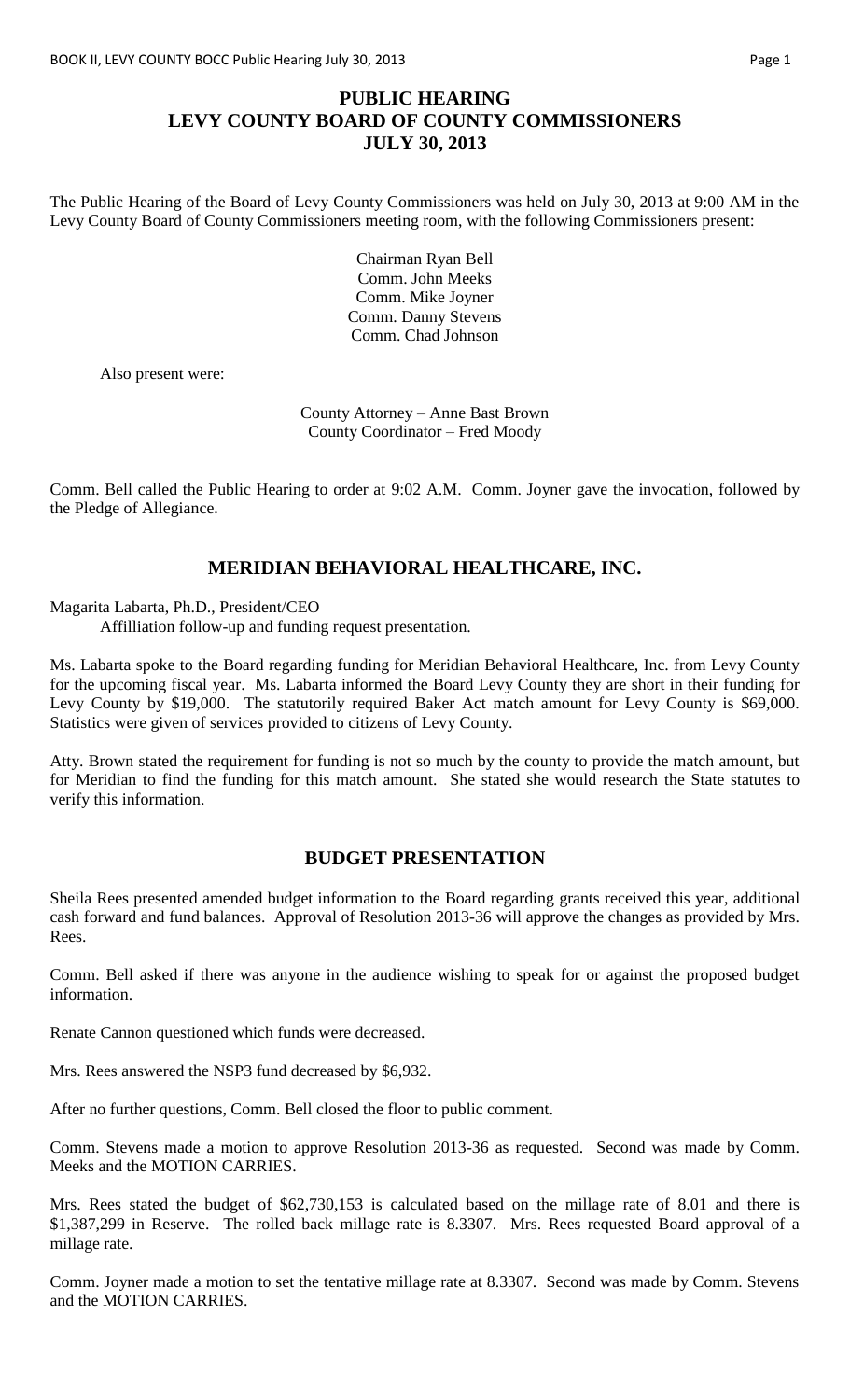# PUBLIC HEARING
# LEVY COUNTY BOARD OF COUNTY COMMISSIONERS
# JULY 30, 2013

The Public Hearing of the Board of Levy County Commissioners was held on July 30, 2013 at 9:00 AM in the Levy County Board of County Commissioners meeting room, with the following Commissioners present:

Chairman Ryan Bell
Comm. John Meeks
Comm. Mike Joyner
Comm. Danny Stevens
Comm. Chad Johnson

Also present were:

County Attorney – Anne Bast Brown
County Coordinator – Fred Moody

Comm. Bell called the Public Hearing to order at 9:02 A.M. Comm. Joyner gave the invocation, followed by the Pledge of Allegiance.

## MERIDIAN BEHAVIORAL HEALTHCARE, INC.

Magarita Labarta, Ph.D., President/CEO
Affilliation follow-up and funding request presentation.

Ms. Labarta spoke to the Board regarding funding for Meridian Behavioral Healthcare, Inc. from Levy County for the upcoming fiscal year. Ms. Labarta informed the Board Levy County they are short in their funding for Levy County by $19,000. The statutorily required Baker Act match amount for Levy County is $69,000. Statistics were given of services provided to citizens of Levy County.

Atty. Brown stated the requirement for funding is not so much by the county to provide the match amount, but for Meridian to find the funding for this match amount. She stated she would research the State statutes to verify this information.

## BUDGET PRESENTATION

Sheila Rees presented amended budget information to the Board regarding grants received this year, additional cash forward and fund balances. Approval of Resolution 2013-36 will approve the changes as provided by Mrs. Rees.

Comm. Bell asked if there was anyone in the audience wishing to speak for or against the proposed budget information.

Renate Cannon questioned which funds were decreased.

Mrs. Rees answered the NSP3 fund decreased by $6,932.

After no further questions, Comm. Bell closed the floor to public comment.

Comm. Stevens made a motion to approve Resolution 2013-36 as requested. Second was made by Comm. Meeks and the MOTION CARRIES.

Mrs. Rees stated the budget of $62,730,153 is calculated based on the millage rate of 8.01 and there is $1,387,299 in Reserve. The rolled back millage rate is 8.3307. Mrs. Rees requested Board approval of a millage rate.

Comm. Joyner made a motion to set the tentative millage rate at 8.3307. Second was made by Comm. Stevens and the MOTION CARRIES.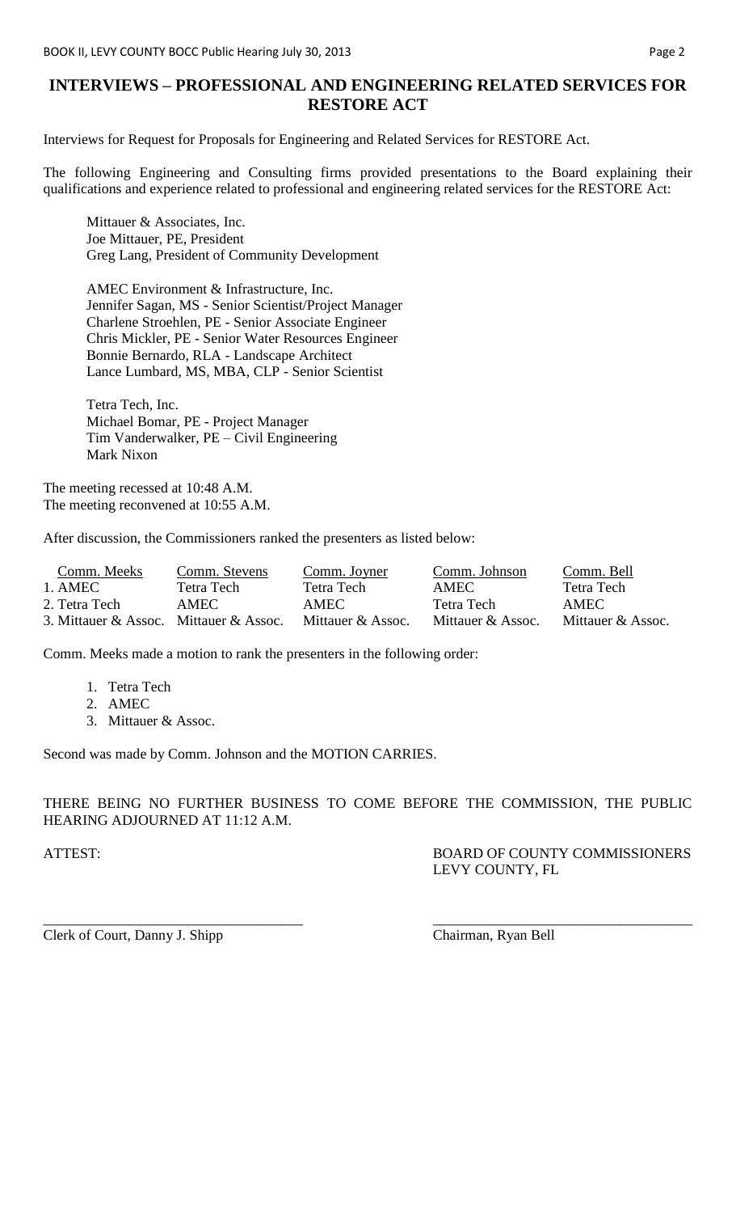## INTERVIEWS – PROFESSIONAL AND ENGINEERING RELATED SERVICES FOR RESTORE ACT

Interviews for Request for Proposals for Engineering and Related Services for RESTORE Act.

The following Engineering and Consulting firms provided presentations to the Board explaining their qualifications and experience related to professional and engineering related services for the RESTORE Act:

Mittauer & Associates, Inc.
Joe Mittauer, PE, President
Greg Lang, President of Community Development

AMEC Environment & Infrastructure, Inc.
Jennifer Sagan, MS - Senior Scientist/Project Manager
Charlene Stroehlen, PE - Senior Associate Engineer
Chris Mickler, PE - Senior Water Resources Engineer
Bonnie Bernardo, RLA - Landscape Architect
Lance Lumbard, MS, MBA, CLP - Senior Scientist

Tetra Tech, Inc.
Michael Bomar, PE - Project Manager
Tim Vanderwalker, PE – Civil Engineering
Mark Nixon

The meeting recessed at 10:48 A.M.
The meeting reconvened at 10:55 A.M.

After discussion, the Commissioners ranked the presenters as listed below:

| Comm. Meeks | Comm. Stevens | Comm. Joyner | Comm. Johnson | Comm. Bell |
|---|---|---|---|---|
| 1. AMEC | Tetra Tech | Tetra Tech | AMEC | Tetra Tech |
| 2. Tetra Tech | AMEC | AMEC | Tetra Tech | AMEC |
| 3. Mittauer & Assoc. | Mittauer & Assoc. | Mittauer & Assoc. | Mittauer & Assoc. | Mittauer & Assoc. |

Comm. Meeks made a motion to rank the presenters in the following order:

1. Tetra Tech
2. AMEC
3. Mittauer & Assoc.

Second was made by Comm. Johnson and the MOTION CARRIES.

THERE BEING NO FURTHER BUSINESS TO COME BEFORE THE COMMISSION, THE PUBLIC HEARING ADJOURNED AT 11:12 A.M.

ATTEST:

BOARD OF COUNTY COMMISSIONERS
LEVY COUNTY, FL

\_\_\_\_\_\_\_\_\_\_\_\_\_\_\_\_\_\_\_\_\_\_\_\_\_\_\_\_\_\_\_\_\_\_\_\_\_
Clerk of Court, Danny J. Shipp

\_\_\_\_\_\_\_\_\_\_\_\_\_\_\_\_\_\_\_\_\_\_\_\_\_\_\_\_\_\_\_\_\_\_\_\_\_
Chairman, Ryan Bell